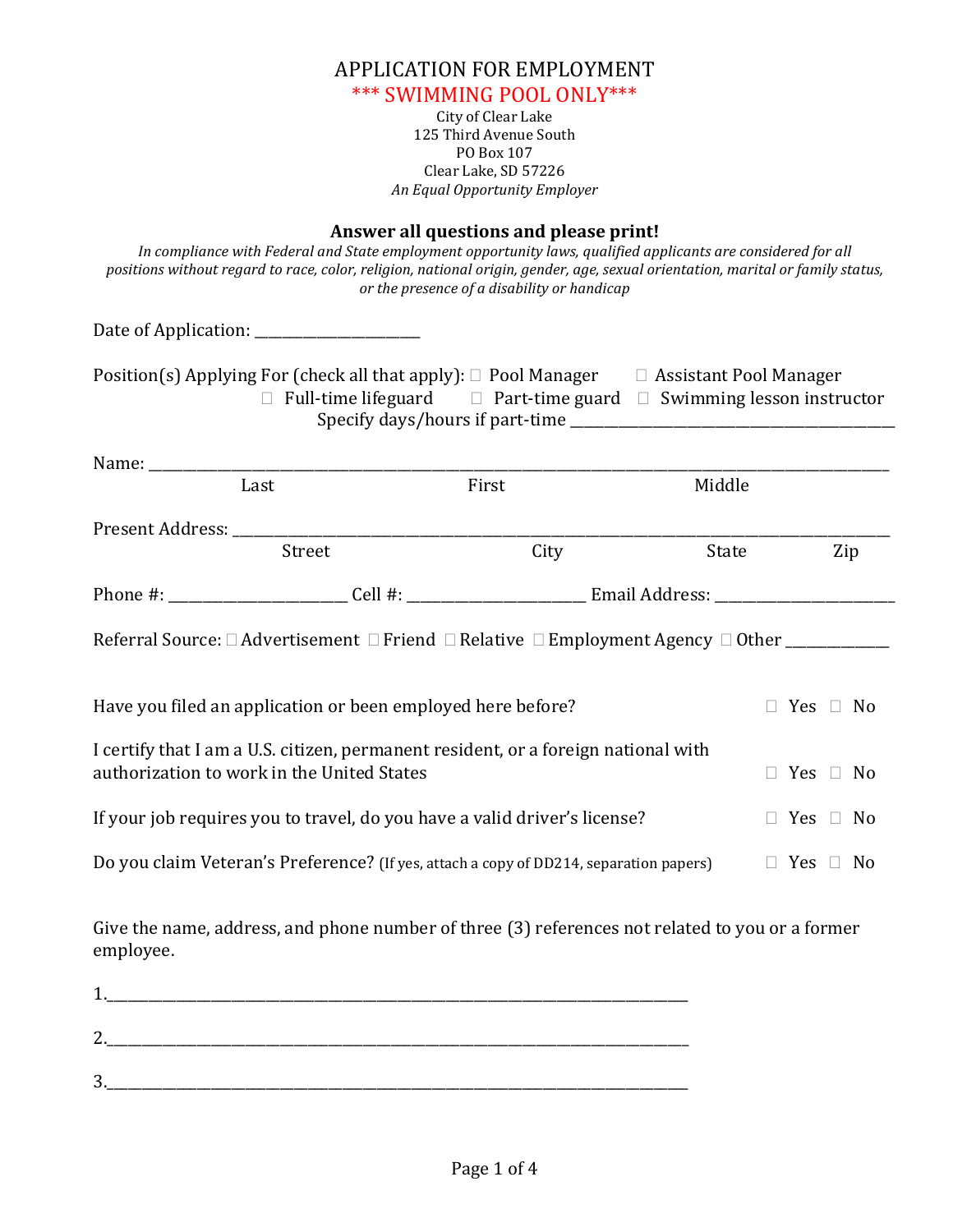# APPLICATION FOR EMPLOYMENT

## *** SWIMMING POOL ONLY***

City of Clear Lake
125 Third Avenue South
PO Box 107
Clear Lake, SD 57226
*An Equal Opportunity Employer*

**Answer all questions and please print!**

*In compliance with Federal and State employment opportunity laws, qualified applicants are considered for all positions without regard to race, color, religion, national origin, gender, age, sexual orientation, marital or family status, or the presence of a disability or handicap*

Date of Application: ______________________

Position(s) Applying For (check all that apply): ☐ Pool Manager ☐ Assistant Pool Manager
☐ Full-time lifeguard ☐ Part-time guard ☐ Swimming lesson instructor
Specify days/hours if part-time ____________________________________________

Name: ____________________________________________________________________________________________
Last First Middle

Present Address: ________________________________________________________________________________
Street City State Zip

Phone #: ________________________ Cell #: ________________________ Email Address: ________________________

Referral Source: ☐ Advertisement ☐ Friend ☐ Relative ☐ Employment Agency ☐ Other ______________

Have you filed an application or been employed here before? ☐ Yes ☐ No

I certify that I am a U.S. citizen, permanent resident, or a foreign national with authorization to work in the United States ☐ Yes ☐ No

If your job requires you to travel, do you have a valid driver's license? ☐ Yes ☐ No

Do you claim Veteran's Preference? (If yes, attach a copy of DD214, separation papers) ☐ Yes ☐ No

Give the name, address, and phone number of three (3) references not related to you or a former employee.

1.____________________________________________________________________________

2.____________________________________________________________________________

3.____________________________________________________________________________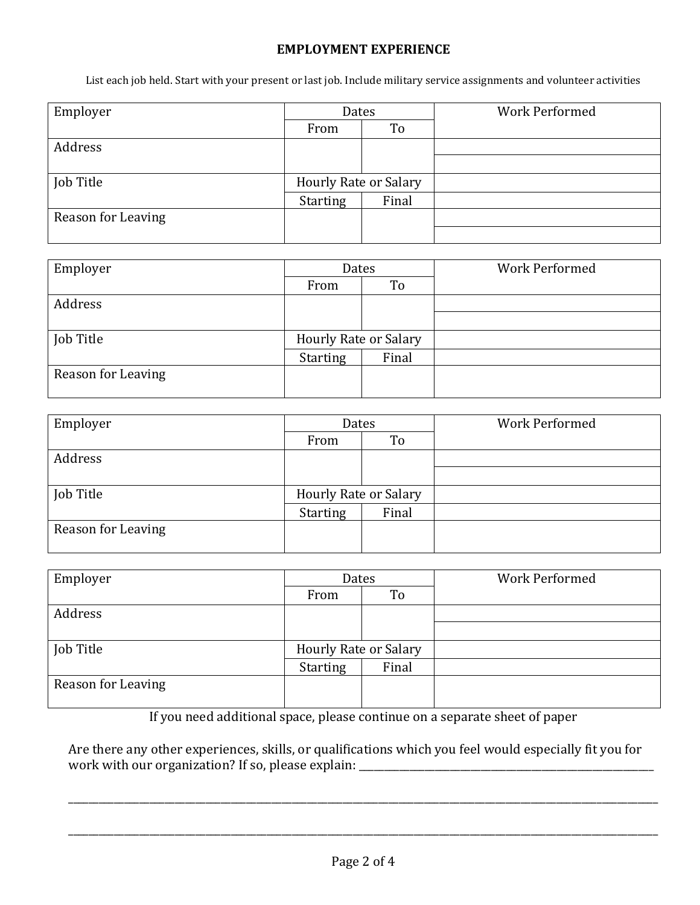## EMPLOYMENT EXPERIENCE

List each job held. Start with your present or last job. Include military service assignments and volunteer activities

| Employer | Dates | | Work Performed |
|---|---|---|---|
| | From | To | |
| Address | | | |
| Job Title | Hourly Rate or Salary | | |
| | Starting | Final | |
| Reason for Leaving | | | |

| Employer | Dates | | Work Performed |
|---|---|---|---|
| | From | To | |
| Address | | | |
| Job Title | Hourly Rate or Salary | | |
| | Starting | Final | |
| Reason for Leaving | | | |

| Employer | Dates | | Work Performed |
|---|---|---|---|
| | From | To | |
| Address | | | |
| Job Title | Hourly Rate or Salary | | |
| | Starting | Final | |
| Reason for Leaving | | | |

| Employer | Dates | | Work Performed |
|---|---|---|---|
| | From | To | |
| Address | | | |
| Job Title | Hourly Rate or Salary | | |
| | Starting | Final | |
| Reason for Leaving | | | |

If you need additional space, please continue on a separate sheet of paper

Are there any other experiences, skills, or qualifications which you feel would especially fit you for work with our organization? If so, please explain: ____________________________________________

________________________________________________________________________________________

________________________________________________________________________________________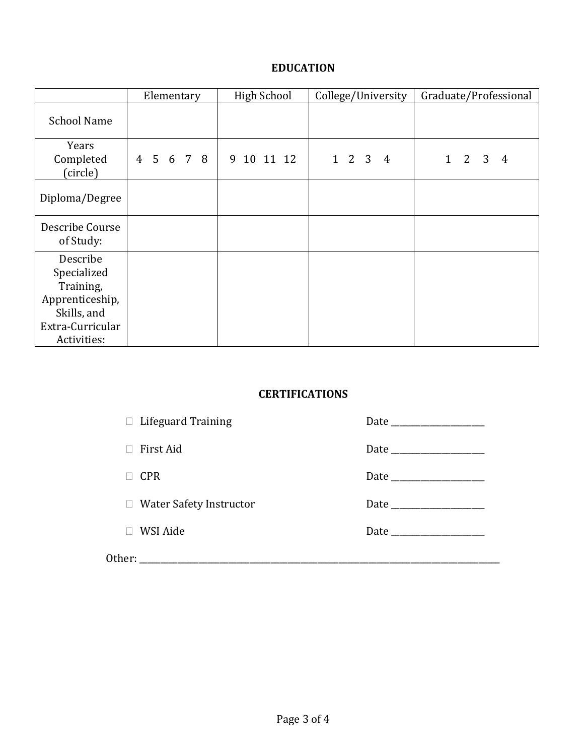## EDUCATION

| | Elementary | High School | College/University | Graduate/Professional |
|---|---|---|---|---|
| School Name | | | | |
| Years Completed (circle) | 4 5 6 7 8 | 9 10 11 12 | 1 2 3 4 | 1 2 3 4 |
| Diploma/Degree | | | | |
| Describe Course of Study: | | | | |
| Describe Specialized Training, Apprenticeship, Skills, and Extra-Curricular Activities: | | | | |

## CERTIFICATIONS

- ☐ Lifeguard Training — Date ____________________
- ☐ First Aid — Date ____________________
- ☐ CPR — Date ____________________
- ☐ Water Safety Instructor — Date ____________________
- ☐ WSI Aide — Date ____________________

Other: ________________________________________________________________________________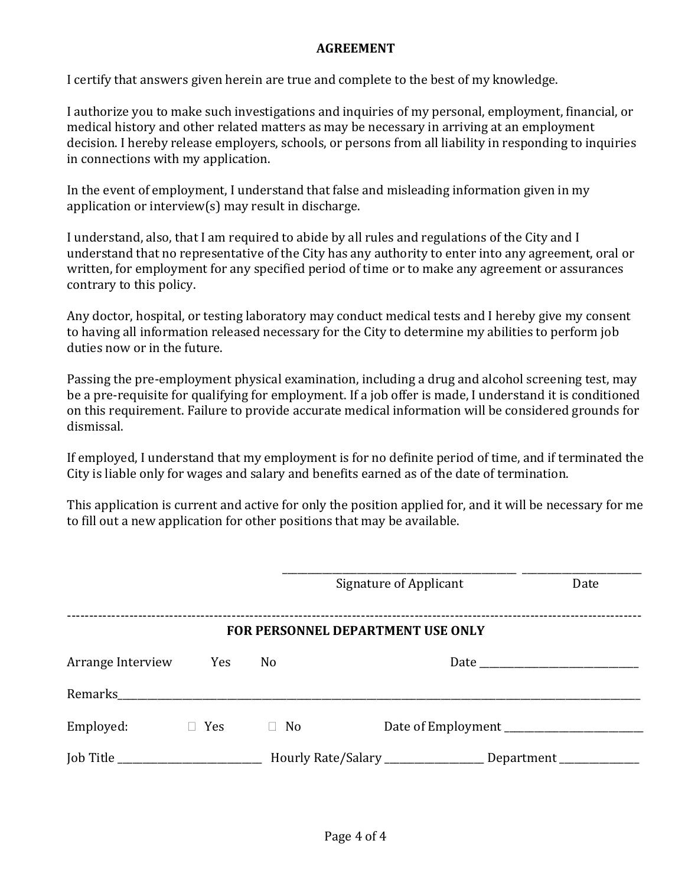## AGREEMENT

I certify that answers given herein are true and complete to the best of my knowledge.

I authorize you to make such investigations and inquiries of my personal, employment, financial, or medical history and other related matters as may be necessary in arriving at an employment decision. I hereby release employers, schools, or persons from all liability in responding to inquiries in connections with my application.

In the event of employment, I understand that false and misleading information given in my application or interview(s) may result in discharge.

I understand, also, that I am required to abide by all rules and regulations of the City and I understand that no representative of the City has any authority to enter into any agreement, oral or written, for employment for any specified period of time or to make any agreement or assurances contrary to this policy.

Any doctor, hospital, or testing laboratory may conduct medical tests and I hereby give my consent to having all information released necessary for the City to determine my abilities to perform job duties now or in the future.

Passing the pre-employment physical examination, including a drug and alcohol screening test, may be a pre-requisite for qualifying for employment. If a job offer is made, I understand it is conditioned on this requirement. Failure to provide accurate medical information will be considered grounds for dismissal.

If employed, I understand that my employment is for no definite period of time, and if terminated the City is liable only for wages and salary and benefits earned as of the date of termination.

This application is current and active for only the position applied for, and it will be necessary for me to fill out a new application for other positions that may be available.

\_\_\_\_\_\_\_\_\_\_\_\_\_\_\_\_\_\_\_\_\_\_\_\_\_\_\_\_\_\_\_\_\_\_\_\_\_\_\_\_\_\_\_\_ \_\_\_\_\_\_\_\_\_\_\_\_\_\_\_\_\_\_\_\_\_\_\_\_

Signature of Applicant Date

---

### FOR PERSONNEL DEPARTMENT USE ONLY

Arrange Interview Yes No Date \_\_\_\_\_\_\_\_\_\_\_\_\_\_\_\_\_\_\_\_\_\_\_\_\_\_\_\_\_\_

Remarks\_\_\_\_\_\_\_\_\_\_\_\_\_\_\_\_\_\_\_\_\_\_\_\_\_\_\_\_\_\_\_\_\_\_\_\_\_\_\_\_\_\_\_\_\_\_\_\_\_\_\_\_\_\_\_\_\_\_\_\_\_\_\_\_\_\_\_\_\_\_\_\_\_\_\_\_\_\_\_\_\_\_\_\_\_\_\_\_\_\_\_\_\_\_\_\_\_\_\_

Employed: ☐ Yes ☐ No Date of Employment \_\_\_\_\_\_\_\_\_\_\_\_\_\_\_\_\_\_\_\_\_\_\_\_\_\_\_

Job Title \_\_\_\_\_\_\_\_\_\_\_\_\_\_\_\_\_\_\_\_\_\_\_\_\_\_\_\_\_ Hourly Rate/Salary \_\_\_\_\_\_\_\_\_\_\_\_\_\_\_\_\_\_\_\_ Department \_\_\_\_\_\_\_\_\_\_\_\_\_\_\_\_